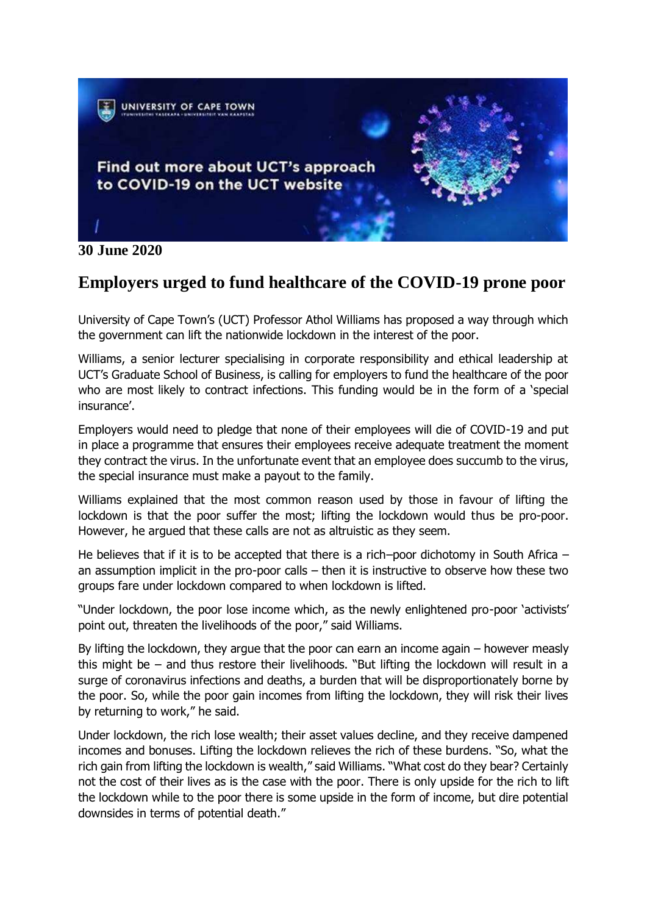**30 June 2020**

# Employers urged to fund healthcare of the COVID-19 prone poor

University of Cape Town's (UCT) Professor Athol Williams has proposed a way through which the government can lift the nationwide lockdown in the interest of the poor.

Williams, a senior lecturer specialising in corporate responsibility and ethical leadership at UCT's Graduate School of Business, is calling for employers to fund the healthcare of the poor who are most likely to contract infections. This funding would be in the form of a 'special insurance'.

Employers would need to pledge that none of their employees will die of COVID-19 and put in place a programme that ensures their employees receive adequate treatment the moment they contract the virus. In the unfortunate event that an employee does succumb to the virus, the special insurance must make a payout to the family.

Williams explained that the most common reason used by those in favour of lifting the lockdown is that the poor suffer the most; lifting the lockdown would thus be pro-poor. However, he argued that these calls are not as altruistic as they seem.

He believes that if it is to be accepted that there is a rich–poor dichotomy in South Africa – an assumption implicit in the pro-poor calls – then it is instructive to observe how these two groups fare under lockdown compared to when lockdown is lifted.

"Under lockdown, the poor lose income which, as the newly enlightened pro-poor 'activists' point out, threaten the livelihoods of the poor," said Williams.

By lifting the lockdown, they argue that the poor can earn an income again – however measly this might be – and thus restore their livelihoods. "But lifting the lockdown will result in a surge of coronavirus infections and deaths, a burden that will be disproportionately borne by the poor. So, while the poor gain incomes from lifting the lockdown, they will risk their lives by returning to work," he said.

Under lockdown, the rich lose wealth; their asset values decline, and they receive dampened incomes and bonuses. Lifting the lockdown relieves the rich of these burdens. "So, what the rich gain from lifting the lockdown is wealth," said Williams. "What cost do they bear? Certainly not the cost of their lives as is the case with the poor. There is only upside for the rich to lift the lockdown while to the poor there is some upside in the form of income, but dire potential downsides in terms of potential death."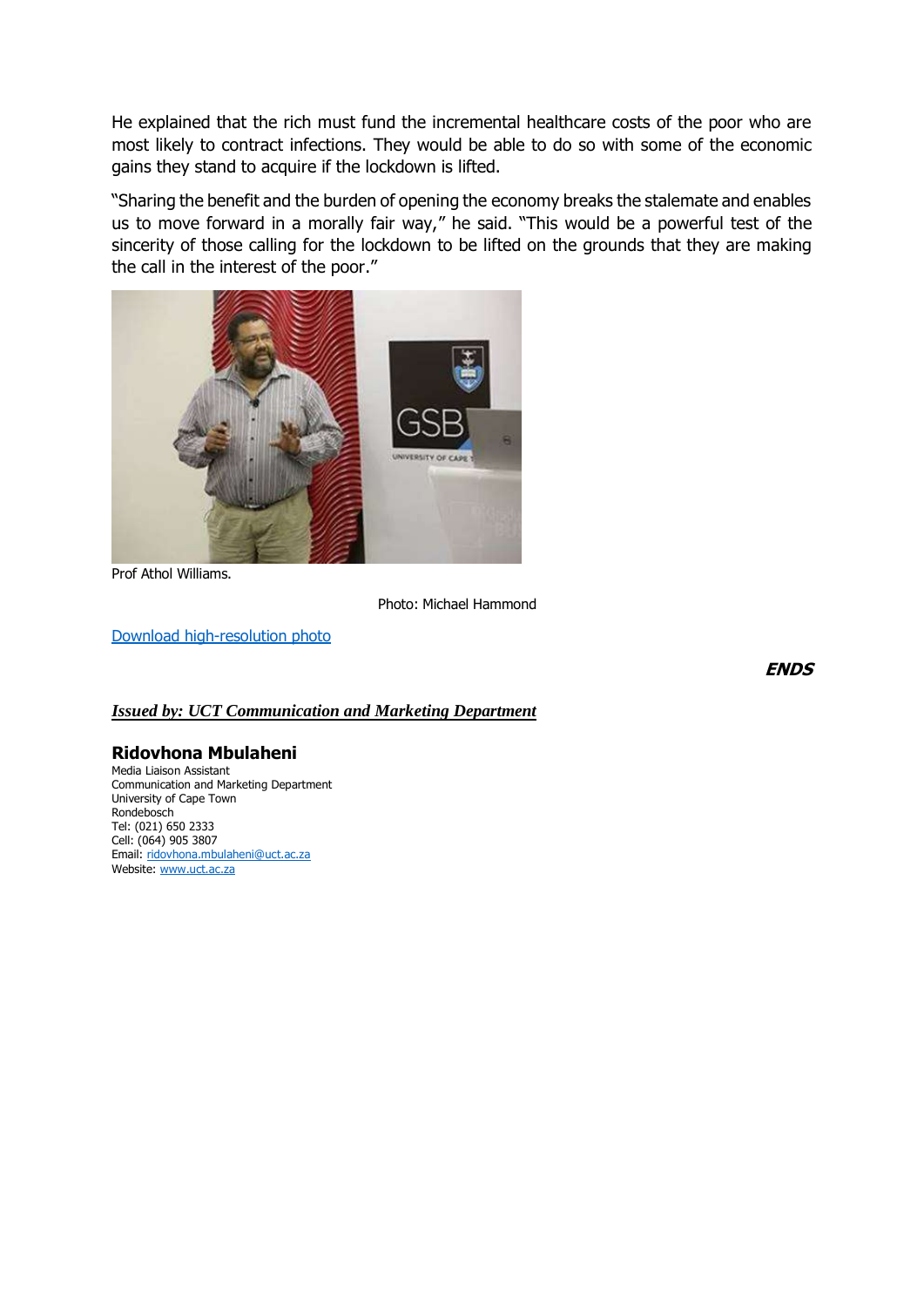He explained that the rich must fund the incremental healthcare costs of the poor who are most likely to contract infections. They would be able to do so with some of the economic gains they stand to acquire if the lockdown is lifted.

"Sharing the benefit and the burden of opening the economy breaks the stalemate and enables us to move forward in a morally fair way," he said. "This would be a powerful test of the sincerity of those calling for the lockdown to be lifted on the grounds that they are making the call in the interest of the poor."

Prof Athol Williams.

Photo: Michael Hammond

[Download high-resolution photo]

***ENDS***

***Issued by: UCT Communication and Marketing Department***

**Ridovhona Mbulaheni**
Media Liaison Assistant
Communication and Marketing Department
University of Cape Town
Rondebosch
Tel: (021) 650 2333
Cell: (064) 905 3807
Email: ridovhona.mbulaheni@uct.ac.za
Website: www.uct.ac.za